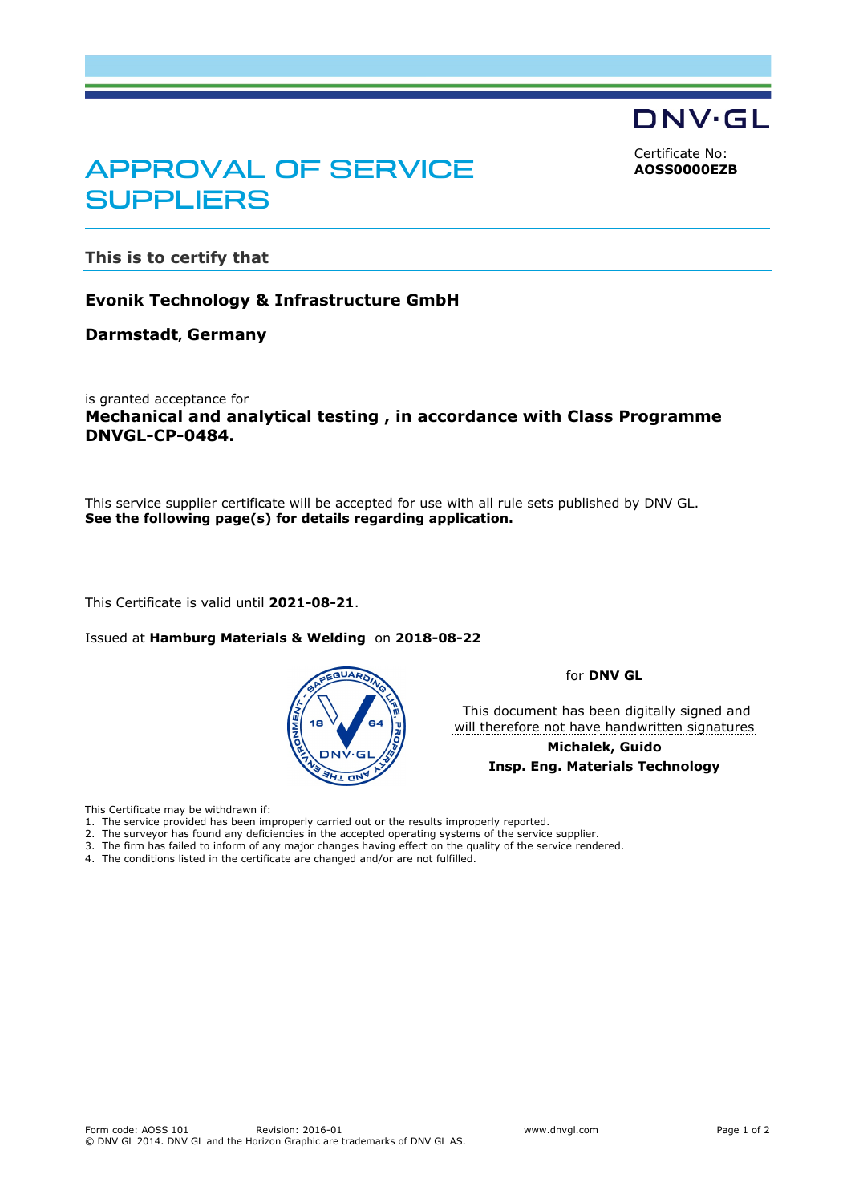DNV·GL

Certificate No:
**AOSS0000EZB**

# APPROVAL OF SERVICE SUPPLIERS

## This is to certify that

**Evonik Technology & Infrastructure GmbH**

**Darmstadt, Germany**

is granted acceptance for
**Mechanical and analytical testing , in accordance with Class Programme DNVGL-CP-0484.**

This service supplier certificate will be accepted for use with all rule sets published by DNV GL.
**See the following page(s) for details regarding application.**

This Certificate is valid until **2021-08-21**.

Issued at **Hamburg Materials & Welding** on **2018-08-22**

for **DNV GL**

This document has been digitally signed and will therefore not have handwritten signatures

**Michalek, Guido**
**Insp. Eng. Materials Technology**

This Certificate may be withdrawn if:

1. The service provided has been improperly carried out or the results improperly reported.
2. The surveyor has found any deficiencies in the accepted operating systems of the service supplier.
3. The firm has failed to inform of any major changes having effect on the quality of the service rendered.
4. The conditions listed in the certificate are changed and/or are not fulfilled.

Form code: AOSS 101 Revision: 2016-01 www.dnvgl.com
© DNV GL 2014. DNV GL and the Horizon Graphic are trademarks of DNV GL AS.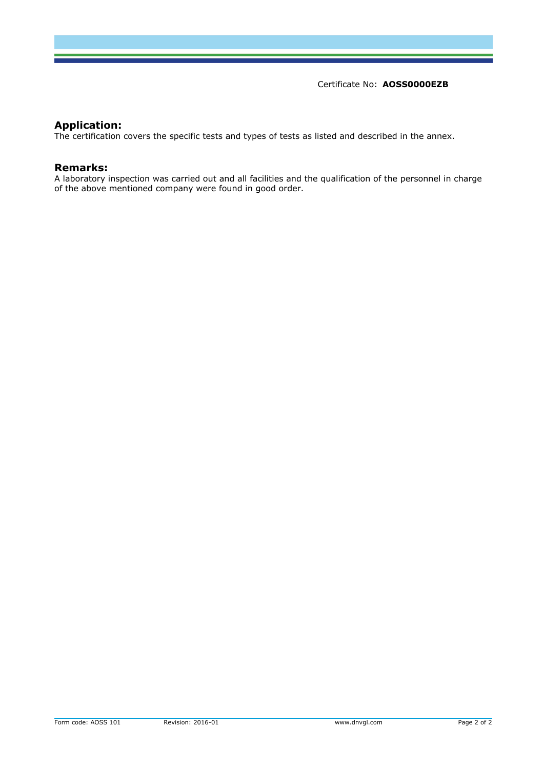Certificate No: **AOSS0000EZB**

## Application:

The certification covers the specific tests and types of tests as listed and described in the annex.

## Remarks:

A laboratory inspection was carried out and all facilities and the qualification of the personnel in charge of the above mentioned company were found in good order.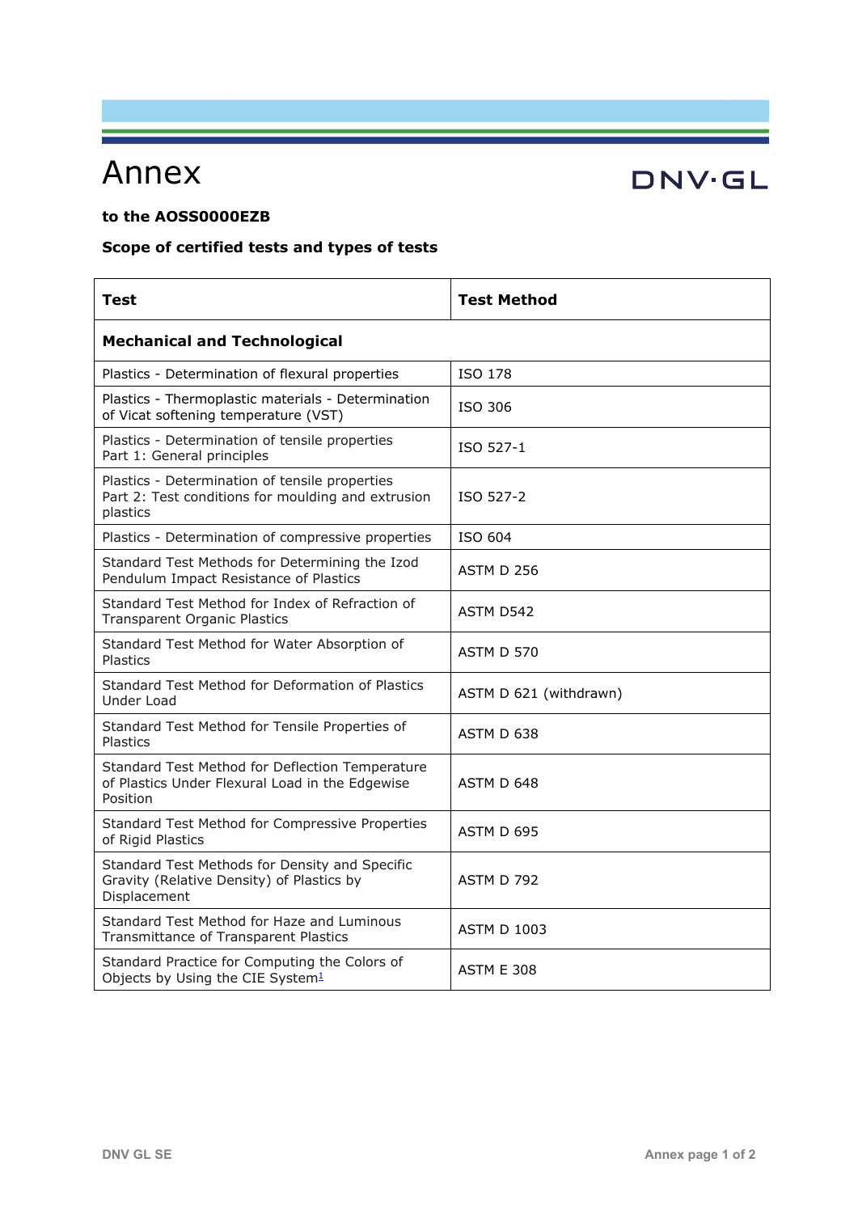# Annex

**to the AOSS0000EZB**

**Scope of certified tests and types of tests**

| Test | Test Method |
|---|---|
| **Mechanical and Technological** | |
| Plastics - Determination of flexural properties | ISO 178 |
| Plastics - Thermoplastic materials - Determination of Vicat softening temperature (VST) | ISO 306 |
| Plastics - Determination of tensile properties Part 1: General principles | ISO 527-1 |
| Plastics - Determination of tensile properties Part 2: Test conditions for moulding and extrusion plastics | ISO 527-2 |
| Plastics - Determination of compressive properties | ISO 604 |
| Standard Test Methods for Determining the Izod Pendulum Impact Resistance of Plastics | ASTM D 256 |
| Standard Test Method for Index of Refraction of Transparent Organic Plastics | ASTM D542 |
| Standard Test Method for Water Absorption of Plastics | ASTM D 570 |
| Standard Test Method for Deformation of Plastics Under Load | ASTM D 621 (withdrawn) |
| Standard Test Method for Tensile Properties of Plastics | ASTM D 638 |
| Standard Test Method for Deflection Temperature of Plastics Under Flexural Load in the Edgewise Position | ASTM D 648 |
| Standard Test Method for Compressive Properties of Rigid Plastics | ASTM D 695 |
| Standard Test Methods for Density and Specific Gravity (Relative Density) of Plastics by Displacement | ASTM D 792 |
| Standard Test Method for Haze and Luminous Transmittance of Transparent Plastics | ASTM D 1003 |
| Standard Practice for Computing the Colors of Objects by Using the CIE System[1] | ASTM E 308 |

DNV GL SE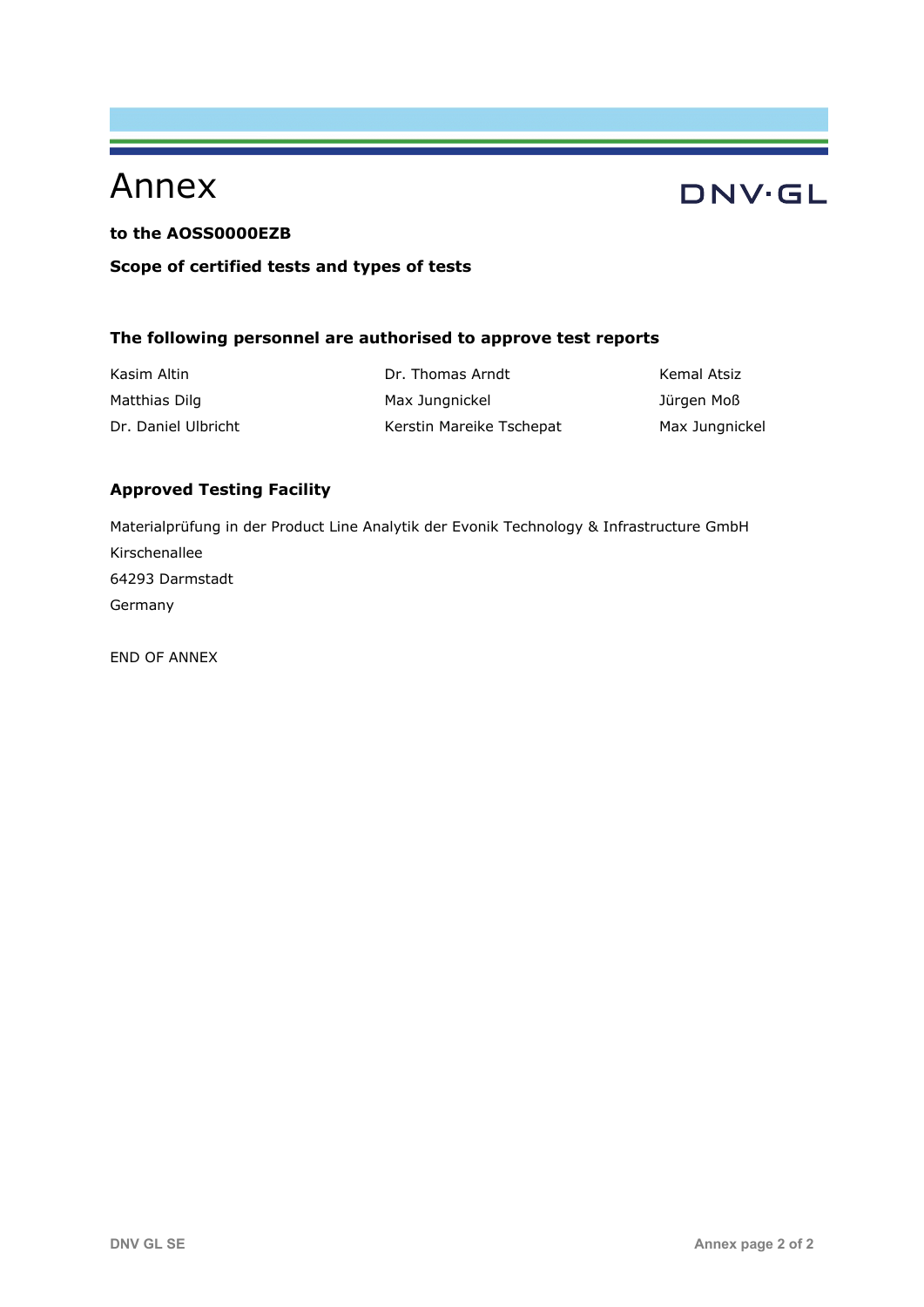# Annex

DNV·GL

**to the AOSS0000EZB**

**Scope of certified tests and types of tests**

## The following personnel are authorised to approve test reports

| | | |
|---|---|---|
| Kasim Altin | Dr. Thomas Arndt | Kemal Atsiz |
| Matthias Dilg | Max Jungnickel | Jürgen Moß |
| Dr. Daniel Ulbricht | Kerstin Mareike Tschepat | Max Jungnickel |

## Approved Testing Facility

Materialprüfung in der Product Line Analytik der Evonik Technology & Infrastructure GmbH
Kirschenallee
64293 Darmstadt
Germany

END OF ANNEX

DNV GL SE